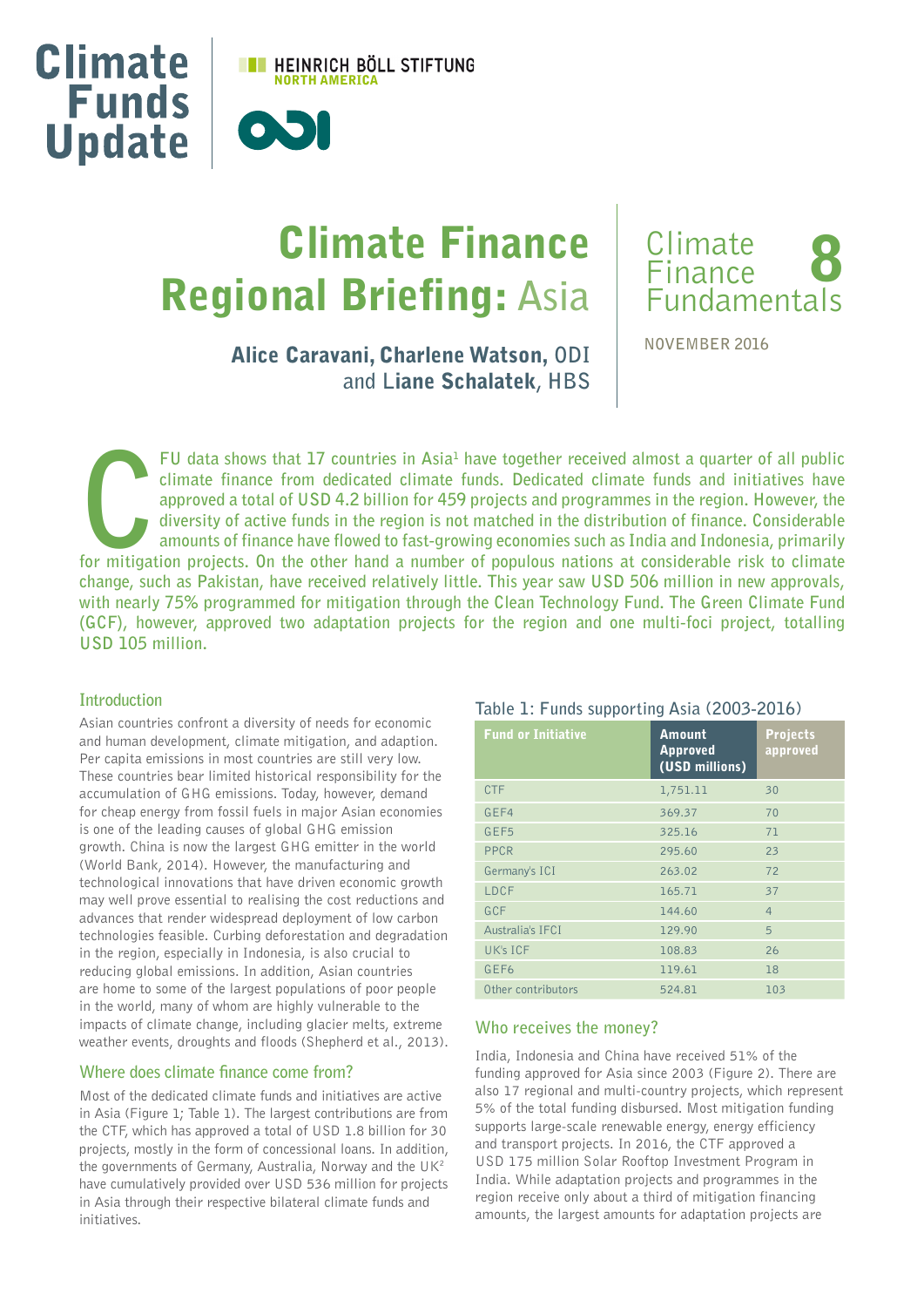Climate Funds Update

HEINRICH BÖLL STIFTUNG NORTH AMERICA

ODI

# Climate Finance Regional Briefing: Asia

**Alice Caravani, Charlene Watson,** ODI and **Liane Schalatek**, HBS

Climate Finance Fundamentals 8

NOVEMBER 2016

**CFU data shows that 17 countries in Asia[1] have together received almost a quarter of all public climate finance from dedicated climate funds. Dedicated climate funds and initiatives have approved a total of USD 4.2 billion for 459 projects and programmes in the region. However, the diversity of active funds in the region is not matched in the distribution of finance. Considerable amounts of finance have flowed to fast-growing economies such as India and Indonesia, primarily for mitigation projects. On the other hand a number of populous nations at considerable risk to climate change, such as Pakistan, have received relatively little. This year saw USD 506 million in new approvals, with nearly 75% programmed for mitigation through the Clean Technology Fund. The Green Climate Fund (GCF), however, approved two adaptation projects for the region and one multi-foci project, totalling USD 105 million.**

## Introduction

Asian countries confront a diversity of needs for economic and human development, climate mitigation, and adaption. Per capita emissions in most countries are still very low. These countries bear limited historical responsibility for the accumulation of GHG emissions. Today, however, demand for cheap energy from fossil fuels in major Asian economies is one of the leading causes of global GHG emission growth. China is now the largest GHG emitter in the world (World Bank, 2014). However, the manufacturing and technological innovations that have driven economic growth may well prove essential to realising the cost reductions and advances that render widespread deployment of low carbon technologies feasible. Curbing deforestation and degradation in the region, especially in Indonesia, is also crucial to reducing global emissions. In addition, Asian countries are home to some of the largest populations of poor people in the world, many of whom are highly vulnerable to the impacts of climate change, including glacier melts, extreme weather events, droughts and floods (Shepherd et al., 2013).

## Where does climate finance come from?

Most of the dedicated climate funds and initiatives are active in Asia (Figure 1; Table 1). The largest contributions are from the CTF, which has approved a total of USD 1.8 billion for 30 projects, mostly in the form of concessional loans. In addition, the governments of Germany, Australia, Norway and the UK[2] have cumulatively provided over USD 536 million for projects in Asia through their respective bilateral climate funds and initiatives.

**Table 1: Funds supporting Asia (2003-2016)**

| Fund or Initiative | Amount Approved (USD millions) | Projects approved |
|---|---|---|
| CTF | 1,751.11 | 30 |
| GEF4 | 369.37 | 70 |
| GEF5 | 325.16 | 71 |
| PPCR | 295.60 | 23 |
| Germany's ICI | 263.02 | 72 |
| LDCF | 165.71 | 37 |
| GCF | 144.60 | 4 |
| Australia's IFCI | 129.90 | 5 |
| UK's ICF | 108.83 | 26 |
| GEF6 | 119.61 | 18 |
| Other contributors | 524.81 | 103 |

## Who receives the money?

India, Indonesia and China have received 51% of the funding approved for Asia since 2003 (Figure 2). There are also 17 regional and multi-country projects, which represent 5% of the total funding disbursed. Most mitigation funding supports large-scale renewable energy, energy efficiency and transport projects. In 2016, the CTF approved a USD 175 million Solar Rooftop Investment Program in India. While adaptation projects and programmes in the region receive only about a third of mitigation financing amounts, the largest amounts for adaptation projects are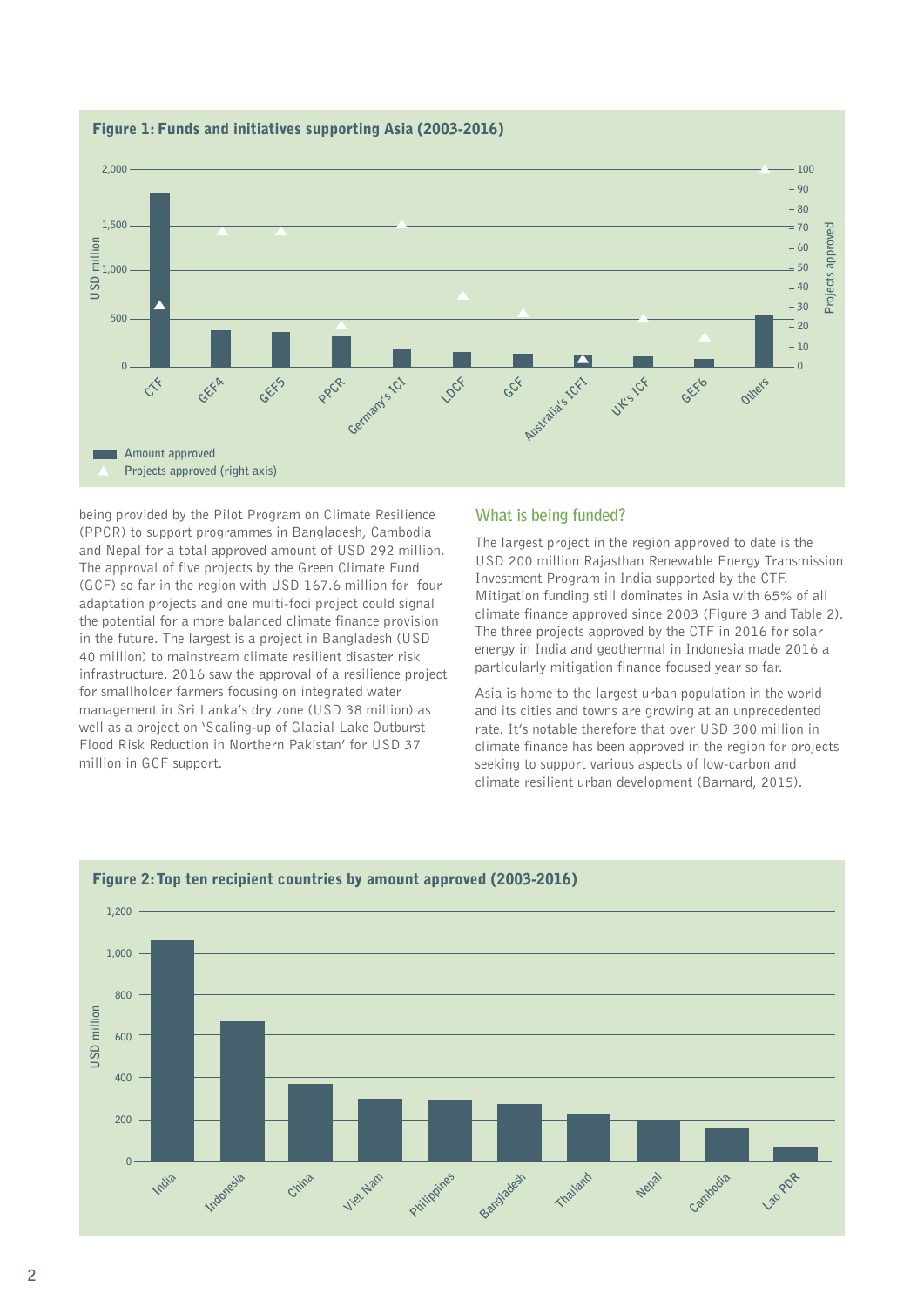**Figure 1: Funds and initiatives supporting Asia (2003-2016)**

**Figure 2: Top ten recipient countries by amount approved (2003-2016)**

being provided by the Pilot Program on Climate Resilience (PPCR) to support programmes in Bangladesh, Cambodia and Nepal for a total approved amount of USD 292 million. The approval of five projects by the Green Climate Fund (GCF) so far in the region with USD 167.6 million for four adaptation projects and one multi-foci project could signal the potential for a more balanced climate finance provision in the future. The largest is a project in Bangladesh (USD 40 million) to mainstream climate resilient disaster risk infrastructure. 2016 saw the approval of a resilience project for smallholder farmers focusing on integrated water management in Sri Lanka's dry zone (USD 38 million) as well as a project on 'Scaling-up of Glacial Lake Outburst Flood Risk Reduction in Northern Pakistan' for USD 37 million in GCF support.

## What is being funded?

The largest project in the region approved to date is the USD 200 million Rajasthan Renewable Energy Transmission Investment Program in India supported by the CTF. Mitigation funding still dominates in Asia with 65% of all climate finance approved since 2003 (Figure 3 and Table 2). The three projects approved by the CTF in 2016 for solar energy in India and geothermal in Indonesia made 2016 a particularly mitigation finance focused year so far.

Asia is home to the largest urban population in the world and its cities and towns are growing at an unprecedented rate. It's notable therefore that over USD 300 million in climate finance has been approved in the region for projects seeking to support various aspects of low-carbon and climate resilient urban development (Barnard, 2015).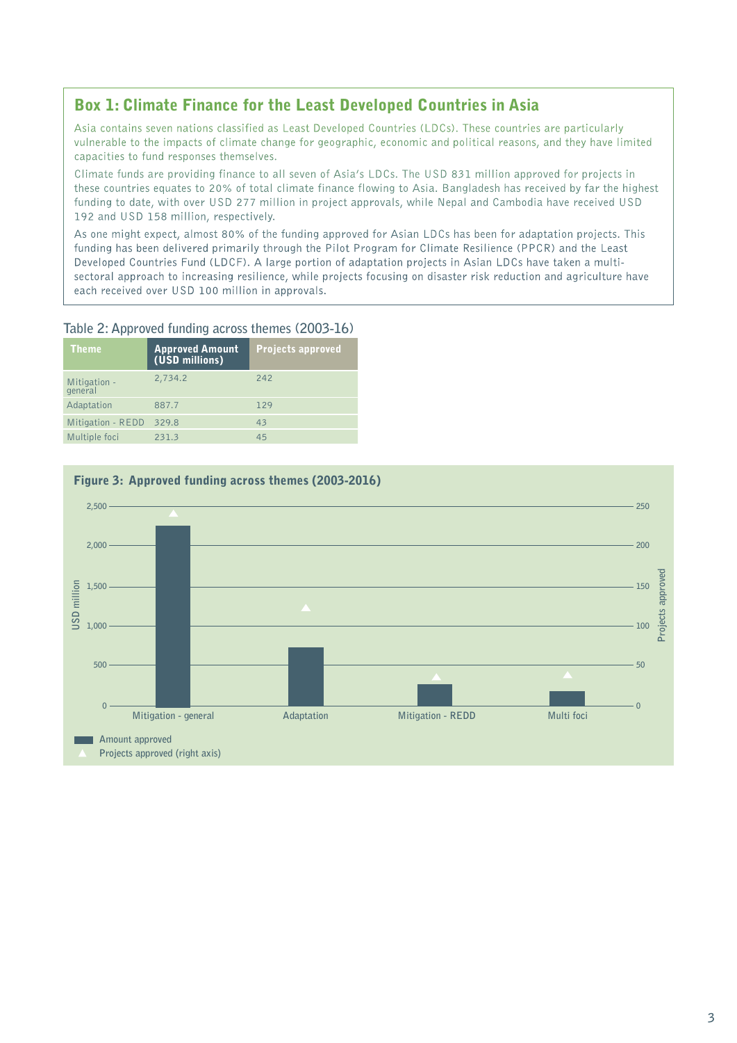## Box 1: Climate Finance for the Least Developed Countries in Asia

Asia contains seven nations classified as Least Developed Countries (LDCs). These countries are particularly vulnerable to the impacts of climate change for geographic, economic and political reasons, and they have limited capacities to fund responses themselves.

Climate funds are providing finance to all seven of Asia's LDCs. The USD 831 million approved for projects in these countries equates to 20% of total climate finance flowing to Asia. Bangladesh has received by far the highest funding to date, with over USD 277 million in project approvals, while Nepal and Cambodia have received USD 192 and USD 158 million, respectively.

As one might expect, almost 80% of the funding approved for Asian LDCs has been for adaptation projects. This funding has been delivered primarily through the Pilot Program for Climate Resilience (PPCR) and the Least Developed Countries Fund (LDCF). A large portion of adaptation projects in Asian LDCs have taken a multi-sectoral approach to increasing resilience, while projects focusing on disaster risk reduction and agriculture have each received over USD 100 million in approvals.

Table 2: Approved funding across themes (2003-16)

| Theme | Approved Amount (USD millions) | Projects approved |
|---|---|---|
| Mitigation - general | 2,734.2 | 242 |
| Adaptation | 887.7 | 129 |
| Mitigation - REDD | 329.8 | 43 |
| Multiple foci | 231.3 | 45 |

**Figure 3: Approved funding across themes (2003-2016)**

Amount approved (USD million) / Projects approved (right axis) — categories: Mitigation - general, Adaptation, Mitigation - REDD, Multi foci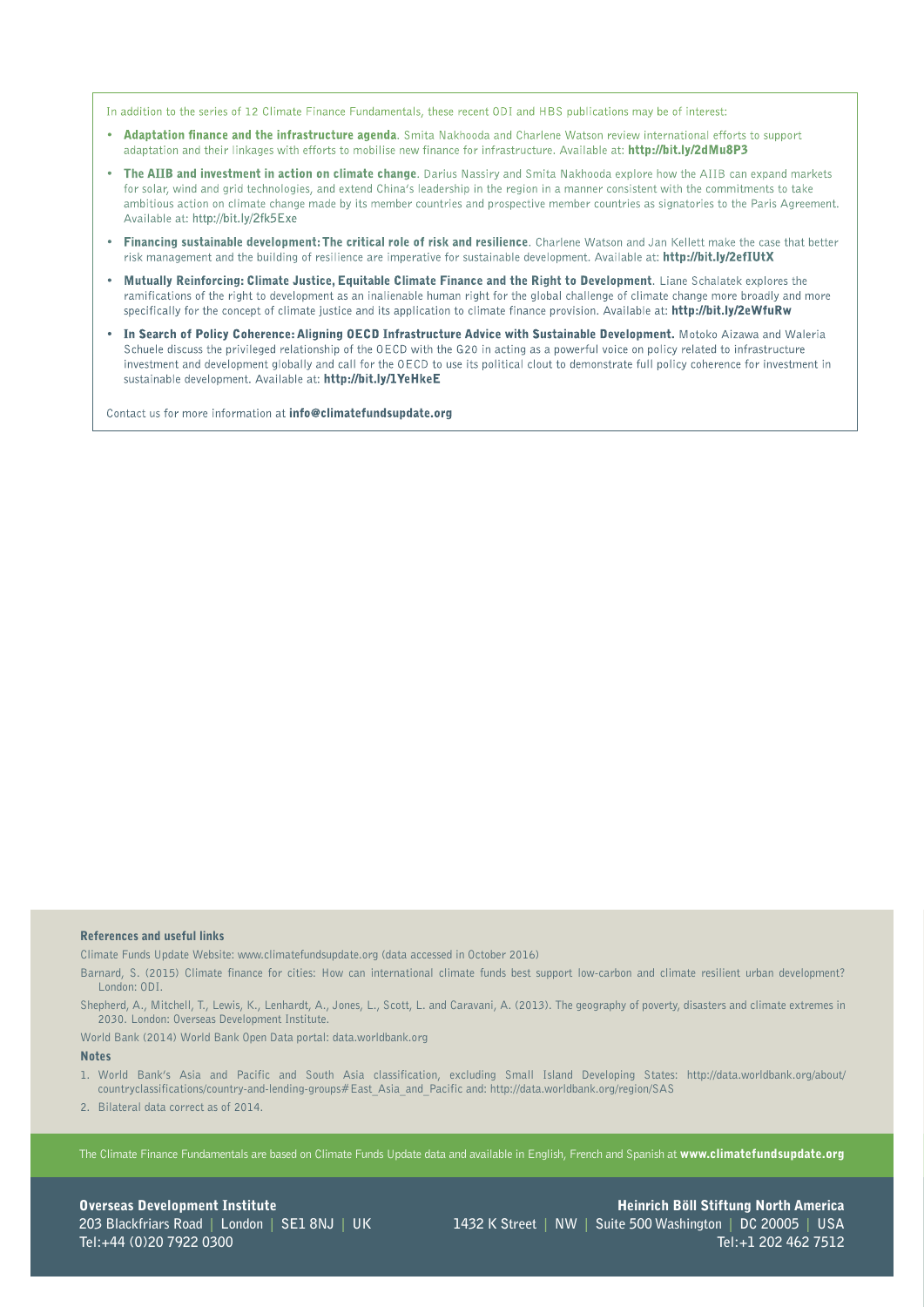In addition to the series of 12 Climate Finance Fundamentals, these recent ODI and HBS publications may be of interest:

- **Adaptation finance and the infrastructure agenda**. Smita Nakhooda and Charlene Watson review international efforts to support adaptation and their linkages with efforts to mobilise new finance for infrastructure. Available at: **http://bit.ly/2dMu8P3**
- **The AIIB and investment in action on climate change**. Darius Nassiry and Smita Nakhooda explore how the AIIB can expand markets for solar, wind and grid technologies, and extend China's leadership in the region in a manner consistent with the commitments to take ambitious action on climate change made by its member countries and prospective member countries as signatories to the Paris Agreement. Available at: http://bit.ly/2fk5Exe
- **Financing sustainable development: The critical role of risk and resilience**. Charlene Watson and Jan Kellett make the case that better risk management and the building of resilience are imperative for sustainable development. Available at: **http://bit.ly/2efIUtX**
- **Mutually Reinforcing: Climate Justice, Equitable Climate Finance and the Right to Development**. Liane Schalatek explores the ramifications of the right to development as an inalienable human right for the global challenge of climate change more broadly and more specifically for the concept of climate justice and its application to climate finance provision. Available at: **http://bit.ly/2eWfuRw**
- **In Search of Policy Coherence: Aligning OECD Infrastructure Advice with Sustainable Development.** Motoko Aizawa and Waleria Schuele discuss the privileged relationship of the OECD with the G20 in acting as a powerful voice on policy related to infrastructure investment and development globally and call for the OECD to use its political clout to demonstrate full policy coherence for investment in sustainable development. Available at: **http://bit.ly/1YeHkeE**

Contact us for more information at **info@climatefundsupdate.org**

### References and useful links

Climate Funds Update Website: www.climatefundsupdate.org (data accessed in October 2016)

Barnard, S. (2015) Climate finance for cities: How can international climate funds best support low-carbon and climate resilient urban development? London: ODI.

Shepherd, A., Mitchell, T., Lewis, K., Lenhardt, A., Jones, L., Scott, L. and Caravani, A. (2013). The geography of poverty, disasters and climate extremes in 2030. London: Overseas Development Institute.

World Bank (2014) World Bank Open Data portal: data.worldbank.org

### Notes

1. World Bank's Asia and Pacific and South Asia classification, excluding Small Island Developing States: http://data.worldbank.org/about/countryclassifications/country-and-lending-groups#East_Asia_and_Pacific and: http://data.worldbank.org/region/SAS
2. Bilateral data correct as of 2014.

The Climate Finance Fundamentals are based on Climate Funds Update data and available in English, French and Spanish at **www.climatefundsupdate.org**

**Overseas Development Institute**
203 Blackfriars Road | London | SE1 8NJ | UK
Tel:+44 (0)20 7922 0300

**Heinrich Böll Stiftung North America**
1432 K Street | NW | Suite 500 Washington | DC 20005 | USA
Tel:+1 202 462 7512